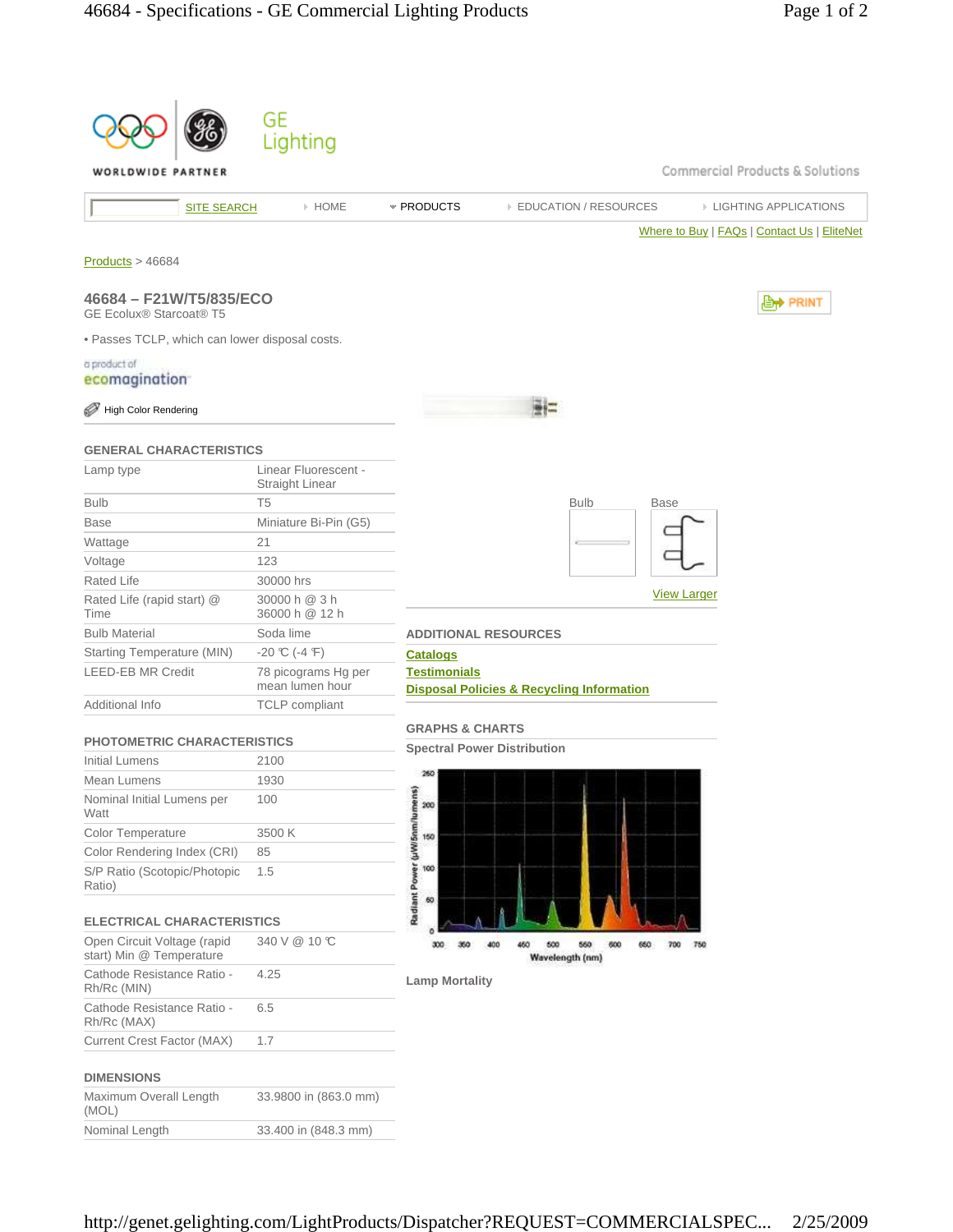GE Lighting

WORLDWIDE PARTNER

Commercial Products & Solutions

SITE SEARCH | HOME | PRODUCTS | EDUCATION / RESOURCES | LIGHTING APPLICATIONS

Where to Buy | FAQs | Contact Us | EliteNet

Products > 46684

## 46684 – F21W/T5/835/ECO

GE Ecolux® Starcoat® T5

PRINT

- Passes TCLP, which can lower disposal costs.

a product of ecomagination

High Color Rendering

### GENERAL CHARACTERISTICS

| | |
|---|---|
| Lamp type | Linear Fluorescent - Straight Linear |
| Bulb | T5 |
| Base | Miniature Bi-Pin (G5) |
| Wattage | 21 |
| Voltage | 123 |
| Rated Life | 30000 hrs |
| Rated Life (rapid start) @ Time | 30000 h @ 3 h<br>36000 h @ 12 h |
| Bulb Material | Soda lime |
| Starting Temperature (MIN) | -20 ℃ (-4 ℉) |
| LEED-EB MR Credit | 78 picograms Hg per mean lumen hour |
| Additional Info | TCLP compliant |

### PHOTOMETRIC CHARACTERISTICS

| | |
|---|---|
| Initial Lumens | 2100 |
| Mean Lumens | 1930 |
| Nominal Initial Lumens per Watt | 100 |
| Color Temperature | 3500 K |
| Color Rendering Index (CRI) | 85 |
| S/P Ratio (Scotopic/Photopic Ratio) | 1.5 |

### ELECTRICAL CHARACTERISTICS

| | |
|---|---|
| Open Circuit Voltage (rapid start) Min @ Temperature | 340 V @ 10 ℃ |
| Cathode Resistance Ratio - Rh/Rc (MIN) | 4.25 |
| Cathode Resistance Ratio - Rh/Rc (MAX) | 6.5 |
| Current Crest Factor (MAX) | 1.7 |

### DIMENSIONS

| | |
|---|---|
| Maximum Overall Length (MOL) | 33.9800 in (863.0 mm) |
| Nominal Length | 33.400 in (848.3 mm) |

Bulb Base

View Larger

### ADDITIONAL RESOURCES

Catalogs

Testimonials

Disposal Policies & Recycling Information

### GRAPHS & CHARTS

**Spectral Power Distribution**

**Lamp Mortality**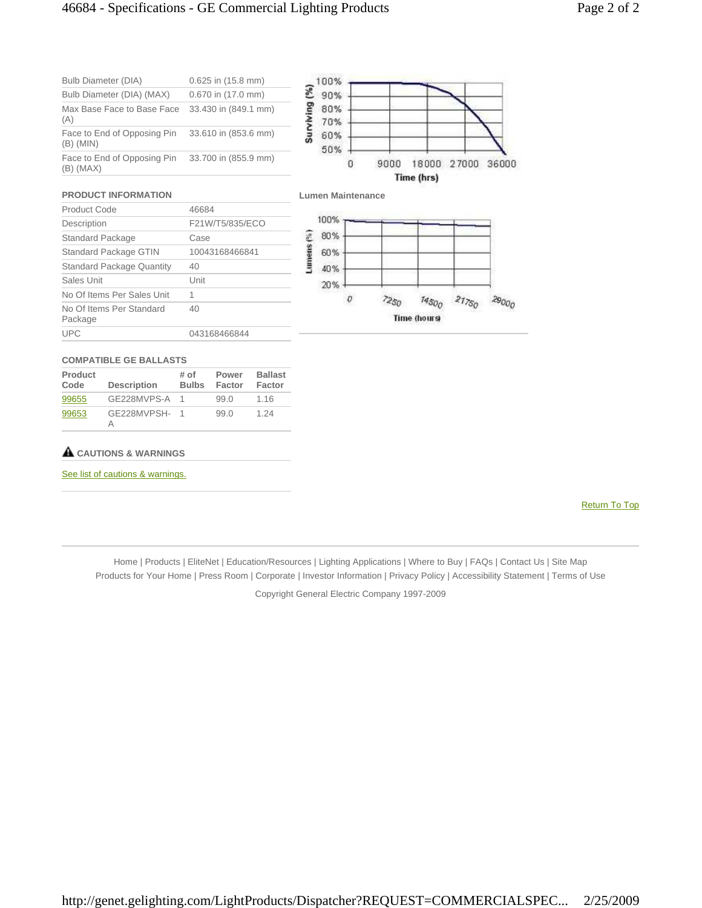| | |
|---|---|
| Bulb Diameter (DIA) | 0.625 in (15.8 mm) |
| Bulb Diameter (DIA) (MAX) | 0.670 in (17.0 mm) |
| Max Base Face to Base Face (A) | 33.430 in (849.1 mm) |
| Face to End of Opposing Pin (B) (MIN) | 33.610 in (853.6 mm) |
| Face to End of Opposing Pin (B) (MAX) | 33.700 in (855.9 mm) |

Surviving (%)
100%
90%
80%
70%
60%
50%
0
9000
18000
27000
36000
Time (hrs)

## PRODUCT INFORMATION

| | |
|---|---|
| Product Code | 46684 |
| Description | F21W/T5/835/ECO |
| Standard Package | Case |
| Standard Package GTIN | 10043168466841 |
| Standard Package Quantity | 40 |
| Sales Unit | Unit |
| No Of Items Per Sales Unit | 1 |
| No Of Items Per Standard Package | 40 |
| UPC | 043168466844 |

**Lumen Maintenance**

Lumens (%)
100%
80%
60%
40%
20%
0
7250
14500
21750
29000
Time (hours)

## COMPATIBLE GE BALLASTS

| Product Code | Description | # of Bulbs | Power Factor | Ballast Factor |
|---|---|---|---|---|
| 99655 | GE228MVPS-A | 1 | 99.0 | 1.16 |
| 99653 | GE228MVPSH-A | 1 | 99.0 | 1.24 |

## ⚠ CAUTIONS & WARNINGS

See list of cautions & warnings.

Return To Top

Home | Products | EliteNet | Education/Resources | Lighting Applications | Where to Buy | FAQs | Contact Us | Site Map
Products for Your Home | Press Room | Corporate | Investor Information | Privacy Policy | Accessibility Statement | Terms of Use

Copyright General Electric Company 1997-2009